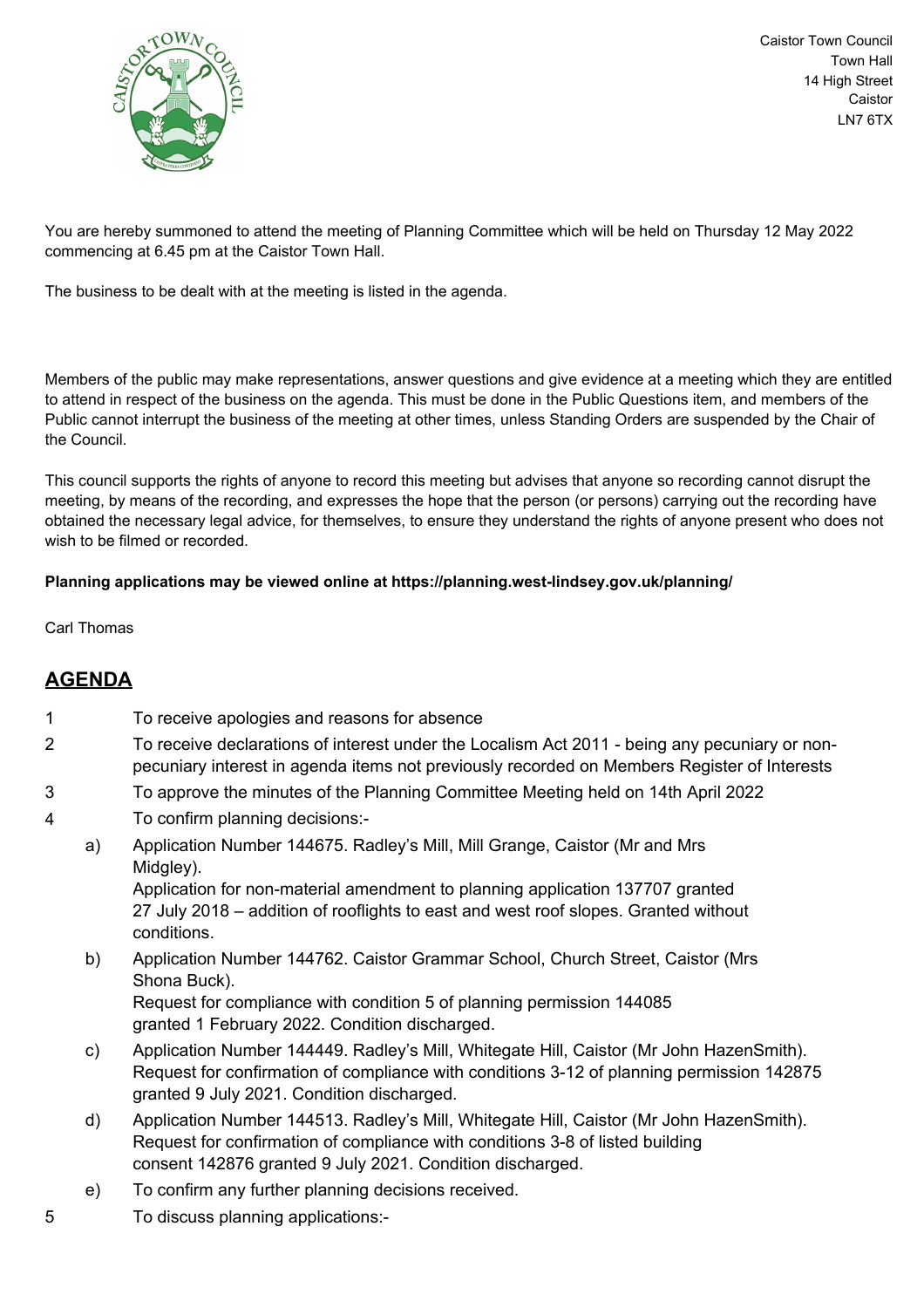Caistor Town Council
Town Hall
14 High Street
Caistor
LN7 6TX

You are hereby summoned to attend the meeting of Planning Committee which will be held on Thursday 12 May 2022 commencing at 6.45 pm at the Caistor Town Hall.

The business to be dealt with at the meeting is listed in the agenda.

Members of the public may make representations, answer questions and give evidence at a meeting which they are entitled to attend in respect of the business on the agenda. This must be done in the Public Questions item, and members of the Public cannot interrupt the business of the meeting at other times, unless Standing Orders are suspended by the Chair of the Council.

This council supports the rights of anyone to record this meeting but advises that anyone so recording cannot disrupt the meeting, by means of the recording, and expresses the hope that the person (or persons) carrying out the recording have obtained the necessary legal advice, for themselves, to ensure they understand the rights of anyone present who does not wish to be filmed or recorded.

**Planning applications may be viewed online at https://planning.west-lindsey.gov.uk/planning/**

Carl Thomas

## AGENDA

1. To receive apologies and reasons for absence
2. To receive declarations of interest under the Localism Act 2011 - being any pecuniary or non-pecuniary interest in agenda items not previously recorded on Members Register of Interests
3. To approve the minutes of the Planning Committee Meeting held on 14th April 2022
4. To confirm planning decisions:-
   - a) Application Number 144675. Radley's Mill, Mill Grange, Caistor (Mr and Mrs Midgley).
     Application for non-material amendment to planning application 137707 granted 27 July 2018 – addition of rooflights to east and west roof slopes. Granted without conditions.
   - b) Application Number 144762. Caistor Grammar School, Church Street, Caistor (Mrs Shona Buck).
     Request for compliance with condition 5 of planning permission 144085 granted 1 February 2022. Condition discharged.
   - c) Application Number 144449. Radley's Mill, Whitegate Hill, Caistor (Mr John HazenSmith).
     Request for confirmation of compliance with conditions 3-12 of planning permission 142875 granted 9 July 2021. Condition discharged.
   - d) Application Number 144513. Radley's Mill, Whitegate Hill, Caistor (Mr John HazenSmith).
     Request for confirmation of compliance with conditions 3-8 of listed building consent 142876 granted 9 July 2021. Condition discharged.
   - e) To confirm any further planning decisions received.
5. To discuss planning applications:-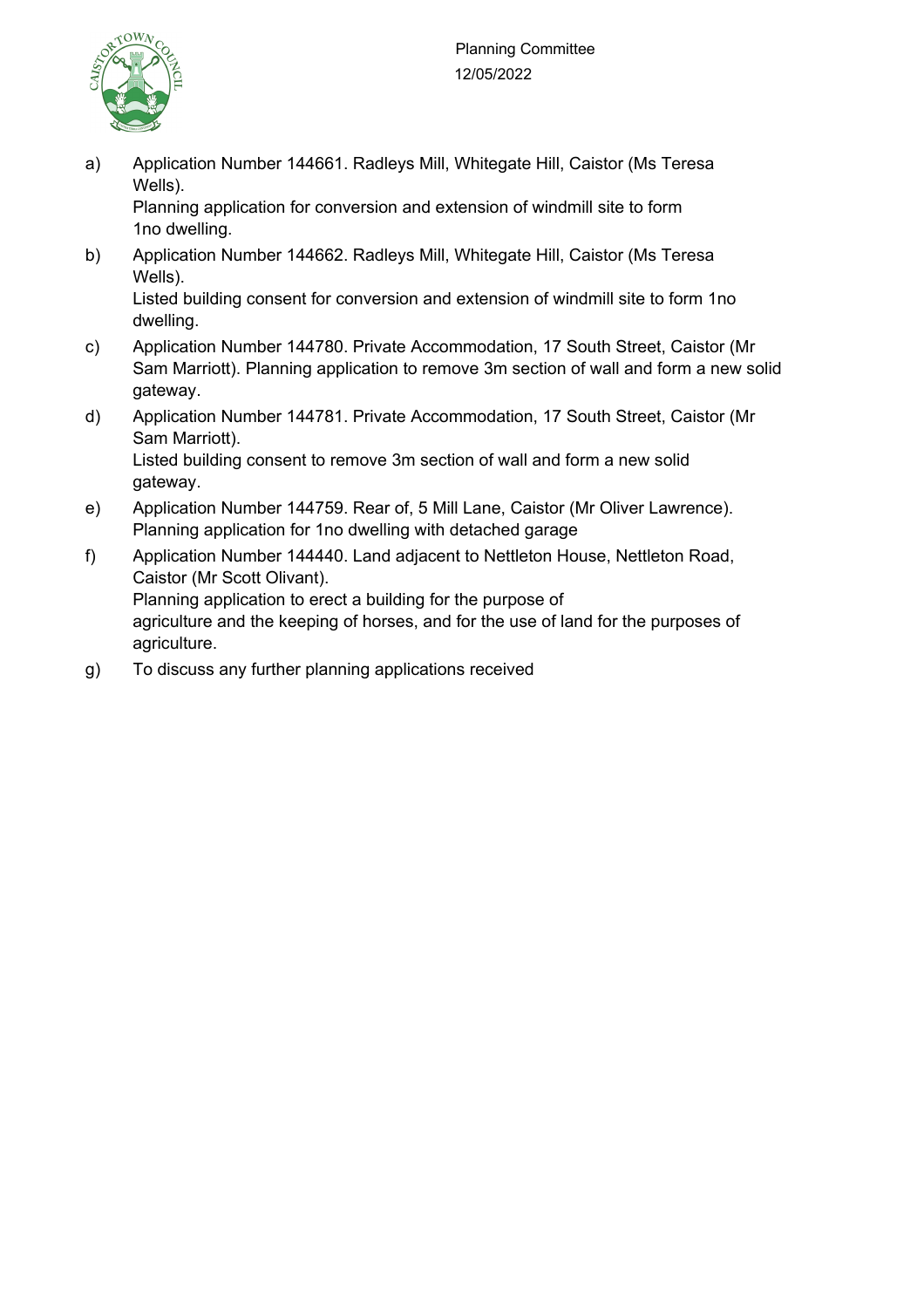Planning Committee
12/05/2022

a) Application Number 144661. Radleys Mill, Whitegate Hill, Caistor (Ms Teresa Wells).
Planning application for conversion and extension of windmill site to form 1no dwelling.

b) Application Number 144662. Radleys Mill, Whitegate Hill, Caistor (Ms Teresa Wells).
Listed building consent for conversion and extension of windmill site to form 1no dwelling.

c) Application Number 144780. Private Accommodation, 17 South Street, Caistor (Mr Sam Marriott). Planning application to remove 3m section of wall and form a new solid gateway.

d) Application Number 144781. Private Accommodation, 17 South Street, Caistor (Mr Sam Marriott).
Listed building consent to remove 3m section of wall and form a new solid gateway.

e) Application Number 144759. Rear of, 5 Mill Lane, Caistor (Mr Oliver Lawrence).
Planning application for 1no dwelling with detached garage

f) Application Number 144440. Land adjacent to Nettleton House, Nettleton Road, Caistor (Mr Scott Olivant).
Planning application to erect a building for the purpose of agriculture and the keeping of horses, and for the use of land for the purposes of agriculture.

g) To discuss any further planning applications received